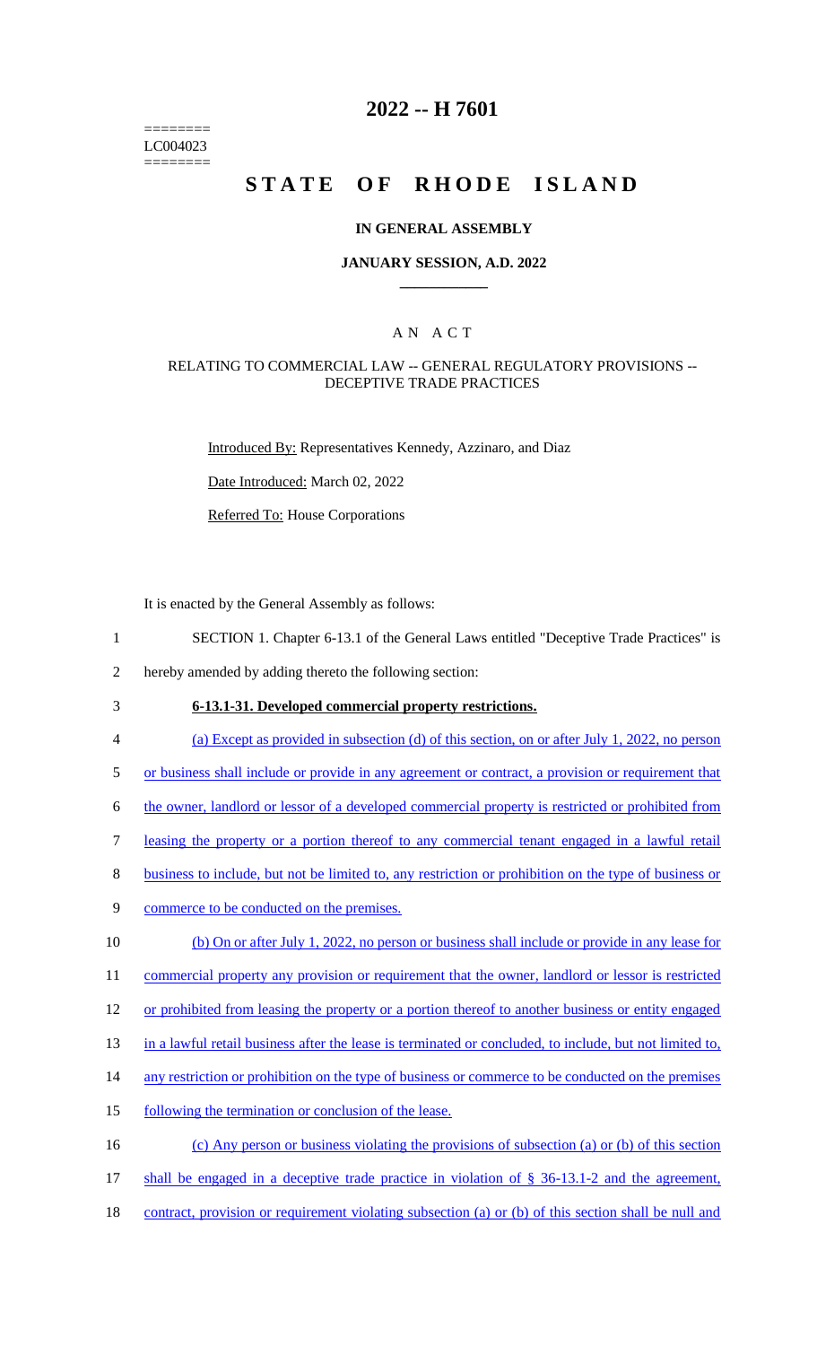========
LC004023
========

# 2022 -- H 7601

# STATE OF RHODE ISLAND

## IN GENERAL ASSEMBLY

### JANUARY SESSION, A.D. 2022

A N A C T

RELATING TO COMMERCIAL LAW -- GENERAL REGULATORY PROVISIONS -- DECEPTIVE TRADE PRACTICES

Introduced By: Representatives Kennedy, Azzinaro, and Diaz

Date Introduced: March 02, 2022

Referred To: House Corporations

It is enacted by the General Assembly as follows:

1 SECTION 1. Chapter 6-13.1 of the General Laws entitled "Deceptive Trade Practices" is
2 hereby amended by adding thereto the following section:

3 **6-13.1-31. Developed commercial property restrictions.**

4 (a) Except as provided in subsection (d) of this section, on or after July 1, 2022, no person
5 or business shall include or provide in any agreement or contract, a provision or requirement that
6 the owner, landlord or lessor of a developed commercial property is restricted or prohibited from
7 leasing the property or a portion thereof to any commercial tenant engaged in a lawful retail
8 business to include, but not be limited to, any restriction or prohibition on the type of business or
9 commerce to be conducted on the premises.

10 (b) On or after July 1, 2022, no person or business shall include or provide in any lease for
11 commercial property any provision or requirement that the owner, landlord or lessor is restricted
12 or prohibited from leasing the property or a portion thereof to another business or entity engaged
13 in a lawful retail business after the lease is terminated or concluded, to include, but not limited to,
14 any restriction or prohibition on the type of business or commerce to be conducted on the premises
15 following the termination or conclusion of the lease.

16 (c) Any person or business violating the provisions of subsection (a) or (b) of this section
17 shall be engaged in a deceptive trade practice in violation of § 36-13.1-2 and the agreement,
18 contract, provision or requirement violating subsection (a) or (b) of this section shall be null and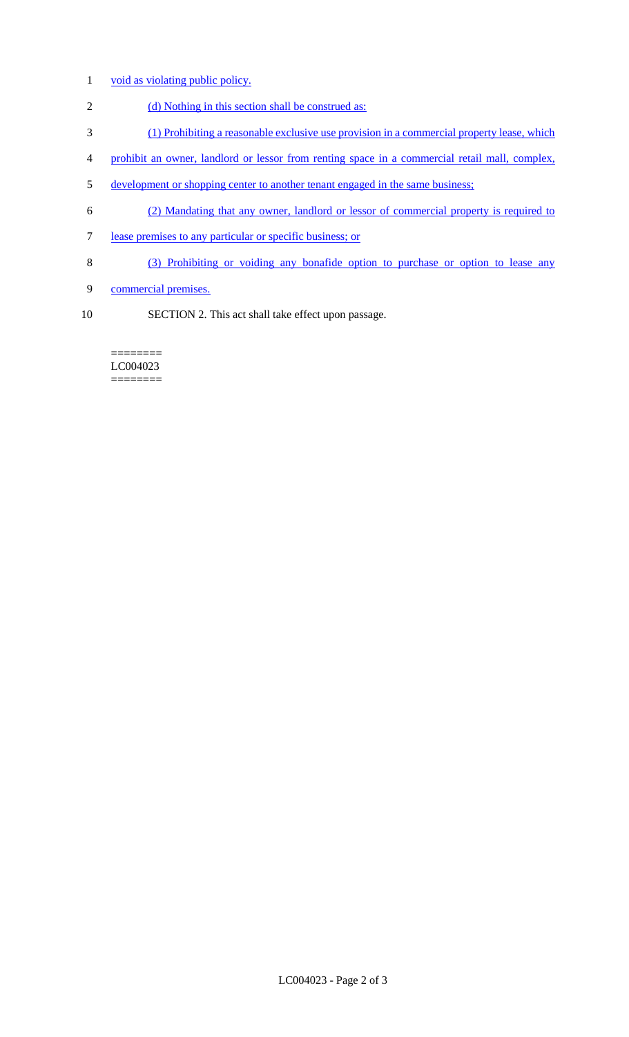void as violating public policy.

(d) Nothing in this section shall be construed as:

(1) Prohibiting a reasonable exclusive use provision in a commercial property lease, which prohibit an owner, landlord or lessor from renting space in a commercial retail mall, complex, development or shopping center to another tenant engaged in the same business;

(2) Mandating that any owner, landlord or lessor of commercial property is required to lease premises to any particular or specific business; or

(3) Prohibiting or voiding any bonafide option to purchase or option to lease any commercial premises.

SECTION 2. This act shall take effect upon passage.

========
LC004023
========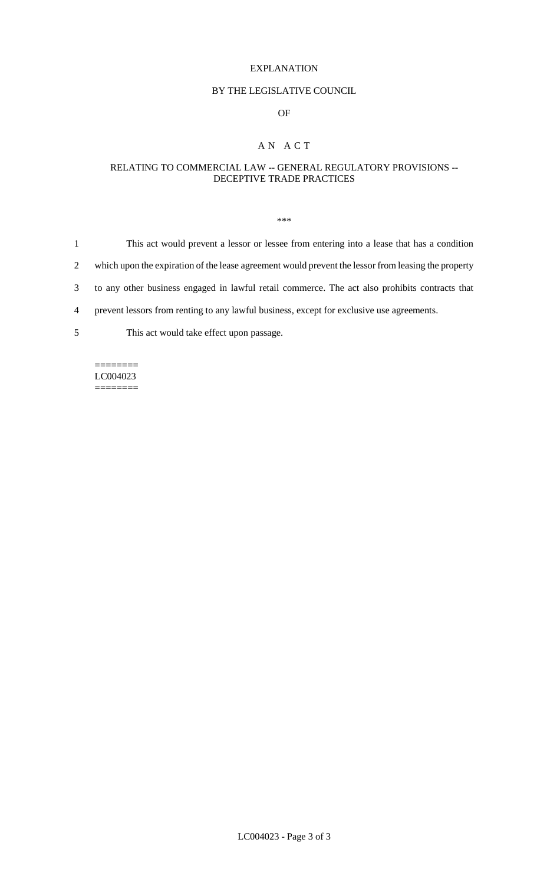EXPLANATION

BY THE LEGISLATIVE COUNCIL

OF

# A N A C T

RELATING TO COMMERCIAL LAW -- GENERAL REGULATORY PROVISIONS -- DECEPTIVE TRADE PRACTICES

\*\*\*

1 This act would prevent a lessor or lessee from entering into a lease that has a condition
2 which upon the expiration of the lease agreement would prevent the lessor from leasing the property
3 to any other business engaged in lawful retail commerce. The act also prohibits contracts that
4 prevent lessors from renting to any lawful business, except for exclusive use agreements.
5 This act would take effect upon passage.

========
LC004023
========